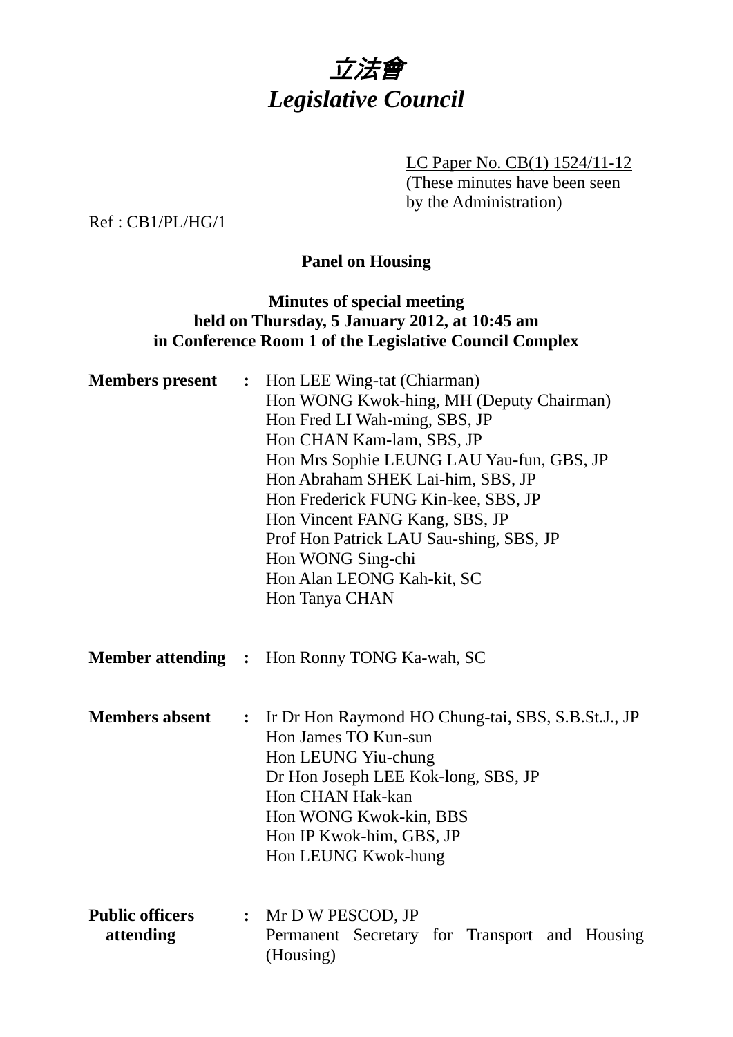# *立法會*
# *Legislative Council*

LC Paper No. CB(1) 1524/11-12
(These minutes have been seen by the Administration)

Ref : CB1/PL/HG/1

**Panel on Housing**

**Minutes of special meeting held on Thursday, 5 January 2012, at 10:45 am in Conference Room 1 of the Legislative Council Complex**

**Members present** : Hon LEE Wing-tat (Chiarman)
Hon WONG Kwok-hing, MH (Deputy Chairman)
Hon Fred LI Wah-ming, SBS, JP
Hon CHAN Kam-lam, SBS, JP
Hon Mrs Sophie LEUNG LAU Yau-fun, GBS, JP
Hon Abraham SHEK Lai-him, SBS, JP
Hon Frederick FUNG Kin-kee, SBS, JP
Hon Vincent FANG Kang, SBS, JP
Prof Hon Patrick LAU Sau-shing, SBS, JP
Hon WONG Sing-chi
Hon Alan LEONG Kah-kit, SC
Hon Tanya CHAN

**Member attending** : Hon Ronny TONG Ka-wah, SC

**Members absent** : Ir Dr Hon Raymond HO Chung-tai, SBS, S.B.St.J., JP
Hon James TO Kun-sun
Hon LEUNG Yiu-chung
Dr Hon Joseph LEE Kok-long, SBS, JP
Hon CHAN Hak-kan
Hon WONG Kwok-kin, BBS
Hon IP Kwok-him, GBS, JP
Hon LEUNG Kwok-hung

**Public officers attending** : Mr D W PESCOD, JP
Permanent Secretary for Transport and Housing (Housing)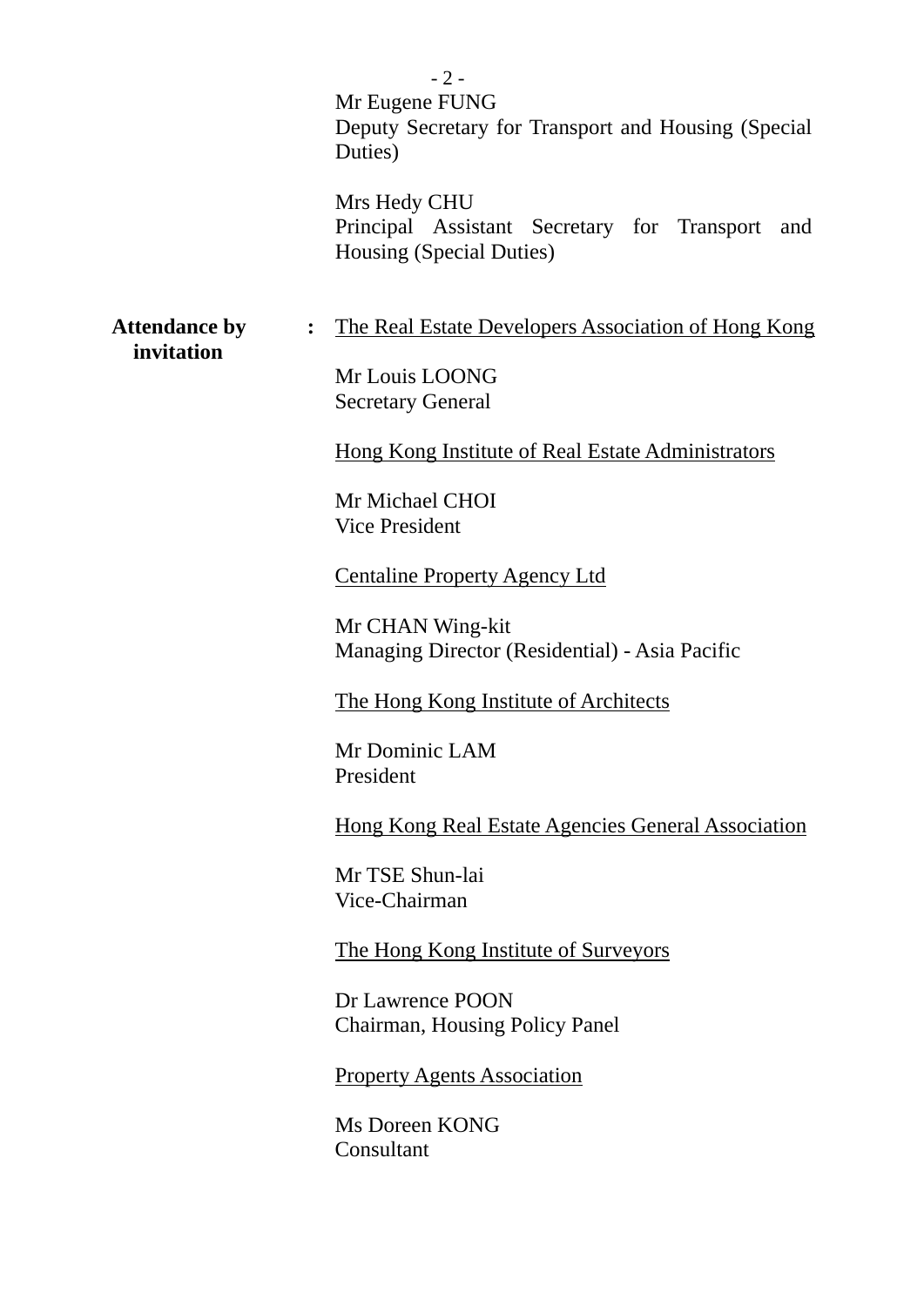Mr Eugene FUNG
Deputy Secretary for Transport and Housing (Special Duties)

Mrs Hedy CHU
Principal Assistant Secretary for Transport and Housing (Special Duties)

**Attendance by invitation** **:** The Real Estate Developers Association of Hong Kong

Mr Louis LOONG
Secretary General

Hong Kong Institute of Real Estate Administrators

Mr Michael CHOI
Vice President

Centaline Property Agency Ltd

Mr CHAN Wing-kit
Managing Director (Residential) - Asia Pacific

The Hong Kong Institute of Architects

Mr Dominic LAM
President

Hong Kong Real Estate Agencies General Association

Mr TSE Shun-lai
Vice-Chairman

The Hong Kong Institute of Surveyors

Dr Lawrence POON
Chairman, Housing Policy Panel

Property Agents Association

Ms Doreen KONG
Consultant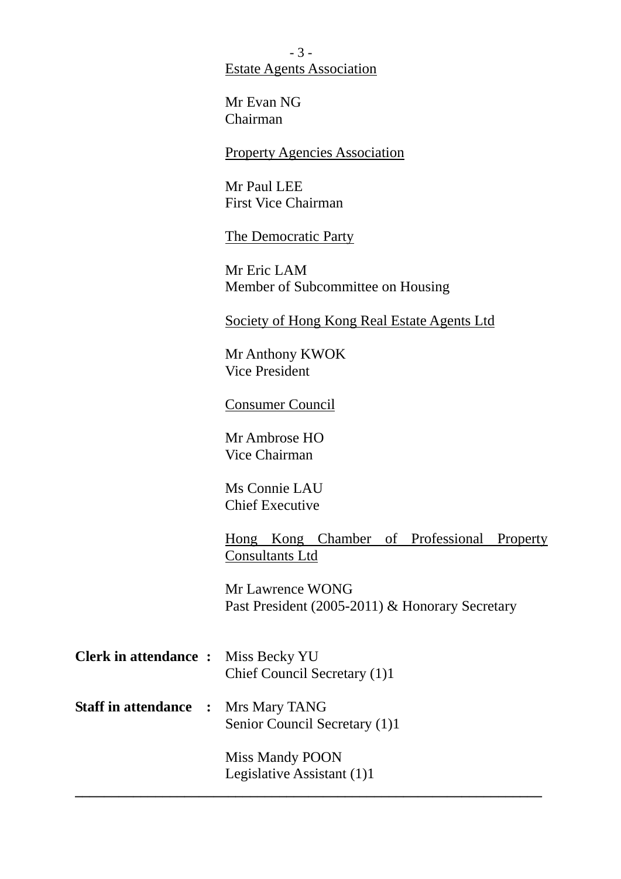<u>Estate Agents Association</u>

Mr Evan NG
Chairman

<u>Property Agencies Association</u>

Mr Paul LEE
First Vice Chairman

<u>The Democratic Party</u>

Mr Eric LAM
Member of Subcommittee on Housing

<u>Society of Hong Kong Real Estate Agents Ltd</u>

Mr Anthony KWOK
Vice President

<u>Consumer Council</u>

Mr Ambrose HO
Vice Chairman

Ms Connie LAU
Chief Executive

<u>Hong Kong Chamber of Professional Property Consultants Ltd</u>

Mr Lawrence WONG
Past President (2005-2011) & Honorary Secretary

**Clerk in attendance :** Miss Becky YU
Chief Council Secretary (1)1

**Staff in attendance :** Mrs Mary TANG
Senior Council Secretary (1)1

Miss Mandy POON
Legislative Assistant (1)1

---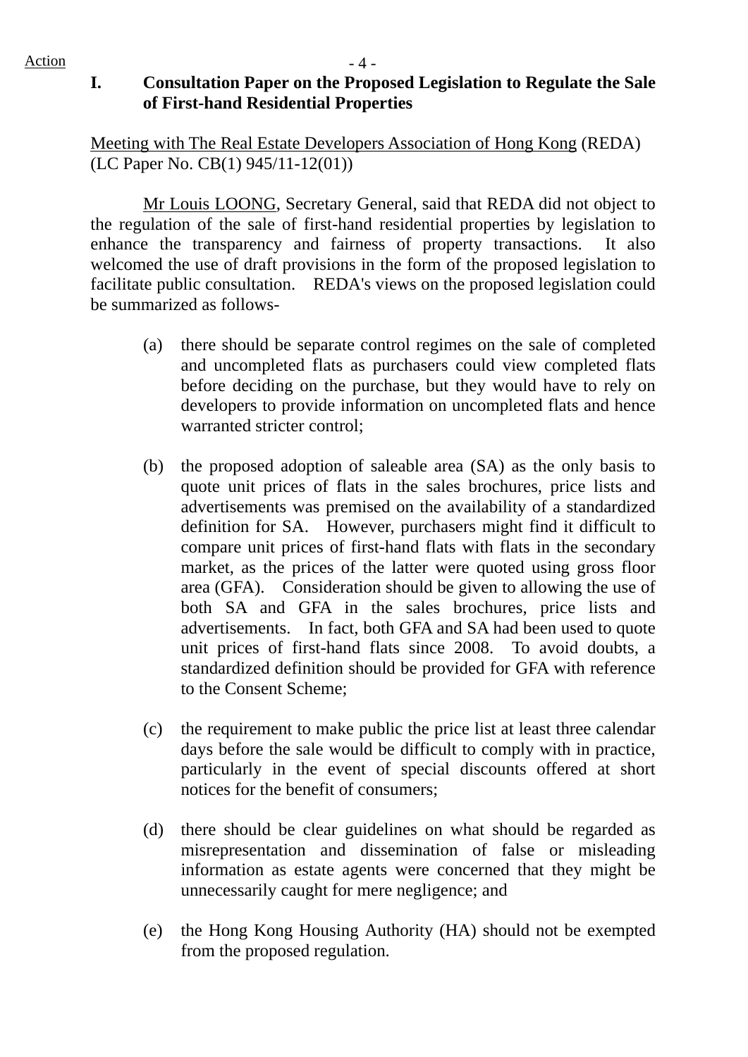Action

## I. Consultation Paper on the Proposed Legislation to Regulate the Sale of First-hand Residential Properties

Meeting with The Real Estate Developers Association of Hong Kong (REDA) (LC Paper No. CB(1) 945/11-12(01))

Mr Louis LOONG, Secretary General, said that REDA did not object to the regulation of the sale of first-hand residential properties by legislation to enhance the transparency and fairness of property transactions. It also welcomed the use of draft provisions in the form of the proposed legislation to facilitate public consultation. REDA's views on the proposed legislation could be summarized as follows-

(a) there should be separate control regimes on the sale of completed and uncompleted flats as purchasers could view completed flats before deciding on the purchase, but they would have to rely on developers to provide information on uncompleted flats and hence warranted stricter control;

(b) the proposed adoption of saleable area (SA) as the only basis to quote unit prices of flats in the sales brochures, price lists and advertisements was premised on the availability of a standardized definition for SA. However, purchasers might find it difficult to compare unit prices of first-hand flats with flats in the secondary market, as the prices of the latter were quoted using gross floor area (GFA). Consideration should be given to allowing the use of both SA and GFA in the sales brochures, price lists and advertisements. In fact, both GFA and SA had been used to quote unit prices of first-hand flats since 2008. To avoid doubts, a standardized definition should be provided for GFA with reference to the Consent Scheme;

(c) the requirement to make public the price list at least three calendar days before the sale would be difficult to comply with in practice, particularly in the event of special discounts offered at short notices for the benefit of consumers;

(d) there should be clear guidelines on what should be regarded as misrepresentation and dissemination of false or misleading information as estate agents were concerned that they might be unnecessarily caught for mere negligence; and

(e) the Hong Kong Housing Authority (HA) should not be exempted from the proposed regulation.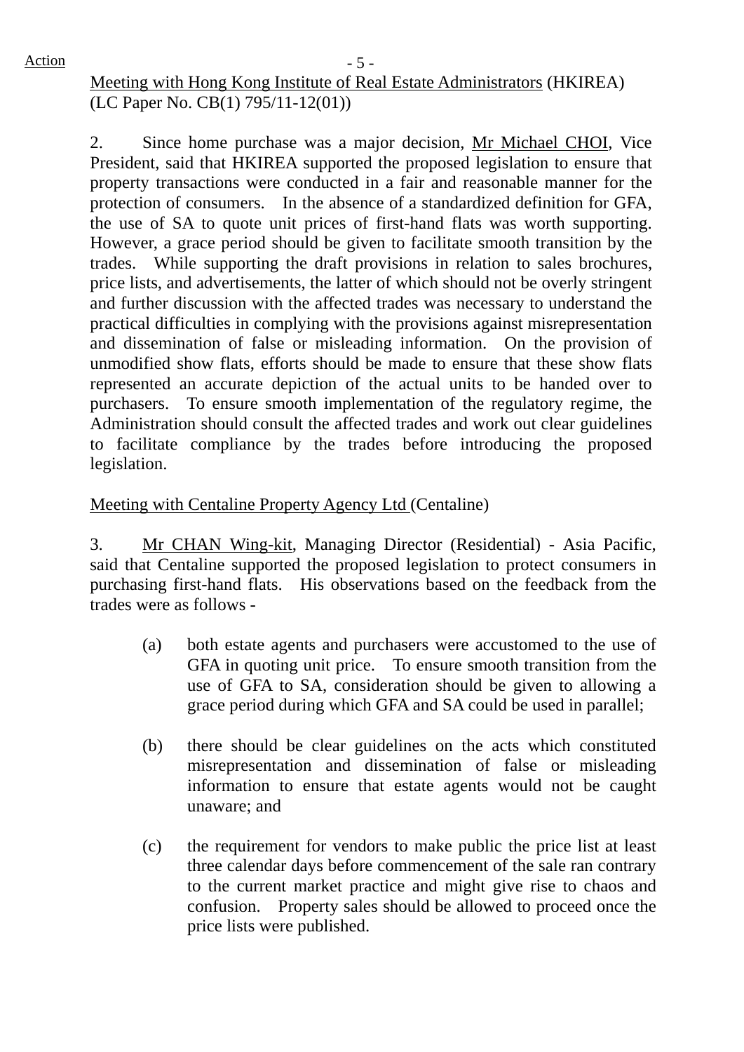Action

Meeting with Hong Kong Institute of Real Estate Administrators (HKIREA)
(LC Paper No. CB(1) 795/11-12(01))

2. Since home purchase was a major decision, Mr Michael CHOI, Vice President, said that HKIREA supported the proposed legislation to ensure that property transactions were conducted in a fair and reasonable manner for the protection of consumers. In the absence of a standardized definition for GFA, the use of SA to quote unit prices of first-hand flats was worth supporting. However, a grace period should be given to facilitate smooth transition by the trades. While supporting the draft provisions in relation to sales brochures, price lists, and advertisements, the latter of which should not be overly stringent and further discussion with the affected trades was necessary to understand the practical difficulties in complying with the provisions against misrepresentation and dissemination of false or misleading information. On the provision of unmodified show flats, efforts should be made to ensure that these show flats represented an accurate depiction of the actual units to be handed over to purchasers. To ensure smooth implementation of the regulatory regime, the Administration should consult the affected trades and work out clear guidelines to facilitate compliance by the trades before introducing the proposed legislation.

Meeting with Centaline Property Agency Ltd (Centaline)

3. Mr CHAN Wing-kit, Managing Director (Residential) - Asia Pacific, said that Centaline supported the proposed legislation to protect consumers in purchasing first-hand flats. His observations based on the feedback from the trades were as follows -

(a) both estate agents and purchasers were accustomed to the use of GFA in quoting unit price. To ensure smooth transition from the use of GFA to SA, consideration should be given to allowing a grace period during which GFA and SA could be used in parallel;

(b) there should be clear guidelines on the acts which constituted misrepresentation and dissemination of false or misleading information to ensure that estate agents would not be caught unaware; and

(c) the requirement for vendors to make public the price list at least three calendar days before commencement of the sale ran contrary to the current market practice and might give rise to chaos and confusion. Property sales should be allowed to proceed once the price lists were published.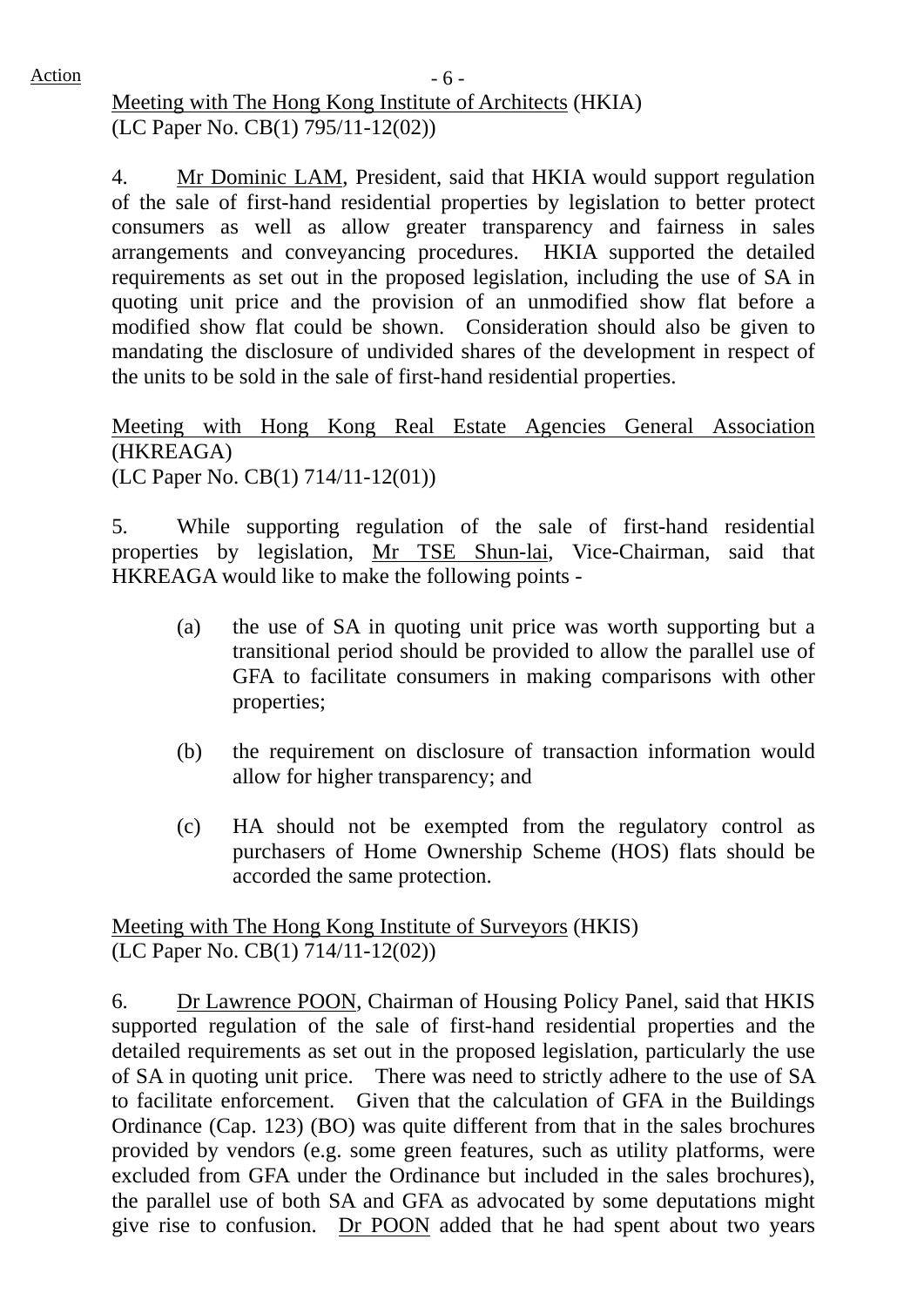Action

Meeting with The Hong Kong Institute of Architects (HKIA)
(LC Paper No. CB(1) 795/11-12(02))

4. Mr Dominic LAM, President, said that HKIA would support regulation of the sale of first-hand residential properties by legislation to better protect consumers as well as allow greater transparency and fairness in sales arrangements and conveyancing procedures. HKIA supported the detailed requirements as set out in the proposed legislation, including the use of SA in quoting unit price and the provision of an unmodified show flat before a modified show flat could be shown. Consideration should also be given to mandating the disclosure of undivided shares of the development in respect of the units to be sold in the sale of first-hand residential properties.

Meeting with Hong Kong Real Estate Agencies General Association (HKREAGA)
(LC Paper No. CB(1) 714/11-12(01))

5. While supporting regulation of the sale of first-hand residential properties by legislation, Mr TSE Shun-lai, Vice-Chairman, said that HKREAGA would like to make the following points -

(a) the use of SA in quoting unit price was worth supporting but a transitional period should be provided to allow the parallel use of GFA to facilitate consumers in making comparisons with other properties;

(b) the requirement on disclosure of transaction information would allow for higher transparency; and

(c) HA should not be exempted from the regulatory control as purchasers of Home Ownership Scheme (HOS) flats should be accorded the same protection.

Meeting with The Hong Kong Institute of Surveyors (HKIS)
(LC Paper No. CB(1) 714/11-12(02))

6. Dr Lawrence POON, Chairman of Housing Policy Panel, said that HKIS supported regulation of the sale of first-hand residential properties and the detailed requirements as set out in the proposed legislation, particularly the use of SA in quoting unit price. There was need to strictly adhere to the use of SA to facilitate enforcement. Given that the calculation of GFA in the Buildings Ordinance (Cap. 123) (BO) was quite different from that in the sales brochures provided by vendors (e.g. some green features, such as utility platforms, were excluded from GFA under the Ordinance but included in the sales brochures), the parallel use of both SA and GFA as advocated by some deputations might give rise to confusion. Dr POON added that he had spent about two years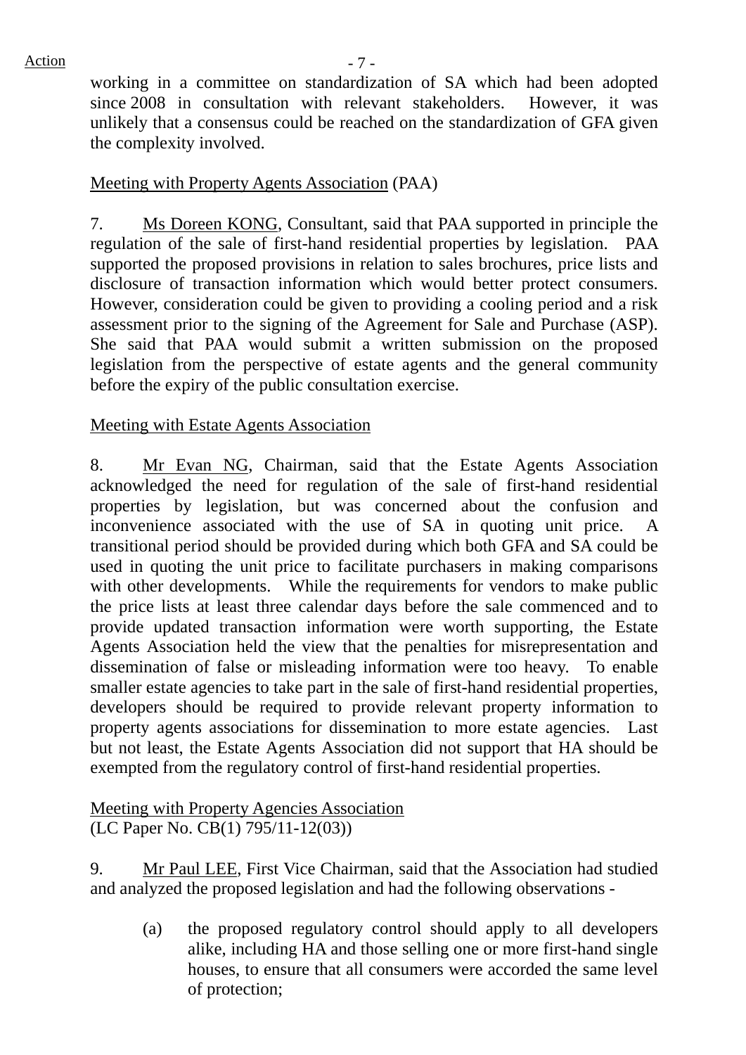working in a committee on standardization of SA which had been adopted since 2008 in consultation with relevant stakeholders. However, it was unlikely that a consensus could be reached on the standardization of GFA given the complexity involved.

<u>Meeting with Property Agents Association</u> (PAA)

7. <u>Ms Doreen KONG</u>, Consultant, said that PAA supported in principle the regulation of the sale of first-hand residential properties by legislation. PAA supported the proposed provisions in relation to sales brochures, price lists and disclosure of transaction information which would better protect consumers. However, consideration could be given to providing a cooling period and a risk assessment prior to the signing of the Agreement for Sale and Purchase (ASP). She said that PAA would submit a written submission on the proposed legislation from the perspective of estate agents and the general community before the expiry of the public consultation exercise.

<u>Meeting with Estate Agents Association</u>

8. <u>Mr Evan NG</u>, Chairman, said that the Estate Agents Association acknowledged the need for regulation of the sale of first-hand residential properties by legislation, but was concerned about the confusion and inconvenience associated with the use of SA in quoting unit price. A transitional period should be provided during which both GFA and SA could be used in quoting the unit price to facilitate purchasers in making comparisons with other developments. While the requirements for vendors to make public the price lists at least three calendar days before the sale commenced and to provide updated transaction information were worth supporting, the Estate Agents Association held the view that the penalties for misrepresentation and dissemination of false or misleading information were too heavy. To enable smaller estate agencies to take part in the sale of first-hand residential properties, developers should be required to provide relevant property information to property agents associations for dissemination to more estate agencies. Last but not least, the Estate Agents Association did not support that HA should be exempted from the regulatory control of first-hand residential properties.

<u>Meeting with Property Agencies Association</u>
(LC Paper No. CB(1) 795/11-12(03))

9. <u>Mr Paul LEE</u>, First Vice Chairman, said that the Association had studied and analyzed the proposed legislation and had the following observations -

(a) the proposed regulatory control should apply to all developers alike, including HA and those selling one or more first-hand single houses, to ensure that all consumers were accorded the same level of protection;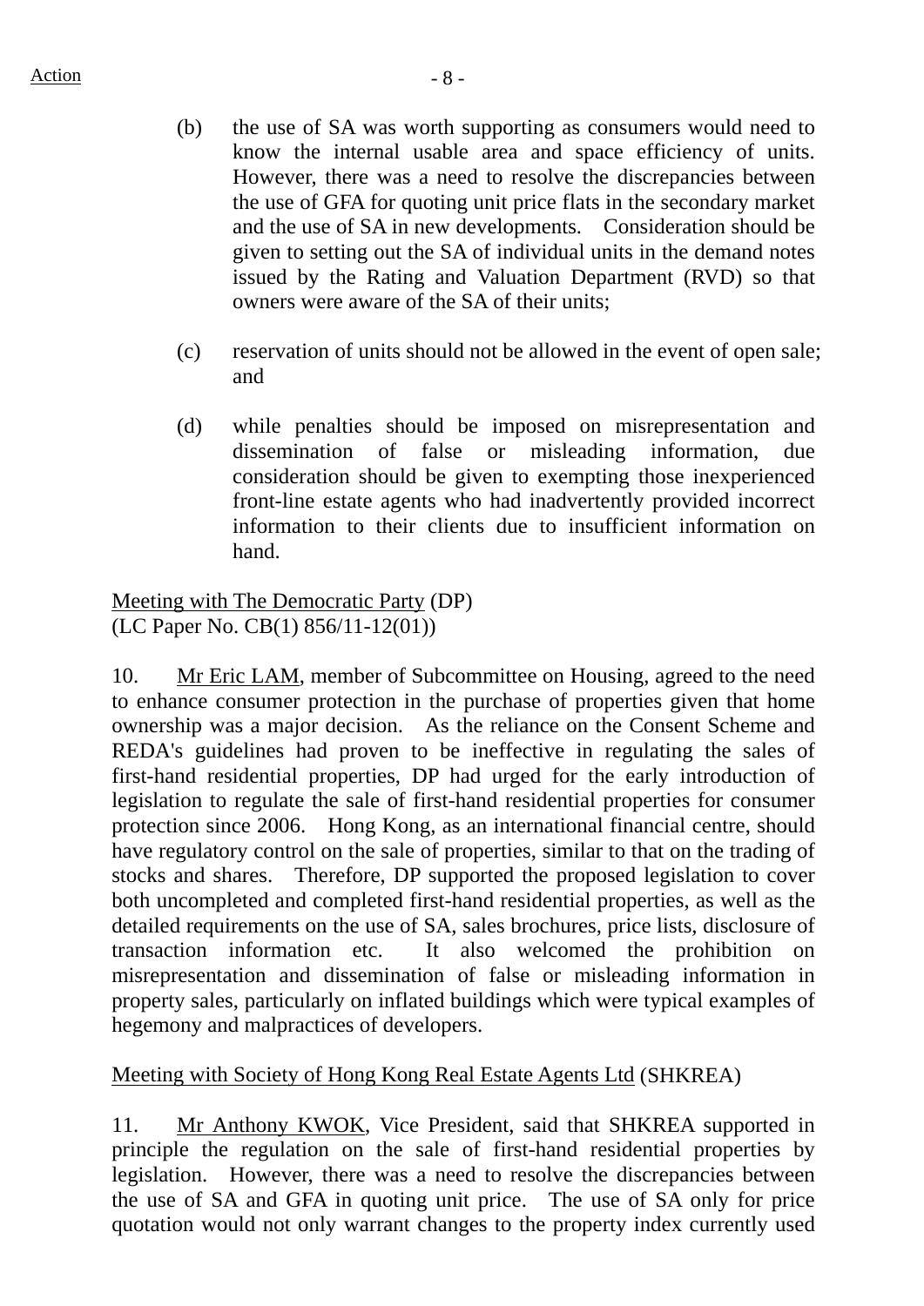Action

(b) the use of SA was worth supporting as consumers would need to know the internal usable area and space efficiency of units. However, there was a need to resolve the discrepancies between the use of GFA for quoting unit price flats in the secondary market and the use of SA in new developments. Consideration should be given to setting out the SA of individual units in the demand notes issued by the Rating and Valuation Department (RVD) so that owners were aware of the SA of their units;

(c) reservation of units should not be allowed in the event of open sale; and

(d) while penalties should be imposed on misrepresentation and dissemination of false or misleading information, due consideration should be given to exempting those inexperienced front-line estate agents who had inadvertently provided incorrect information to their clients due to insufficient information on hand.

<u>Meeting with The Democratic Party</u> (DP)
(LC Paper No. CB(1) 856/11-12(01))

10. <u>Mr Eric LAM</u>, member of Subcommittee on Housing, agreed to the need to enhance consumer protection in the purchase of properties given that home ownership was a major decision. As the reliance on the Consent Scheme and REDA's guidelines had proven to be ineffective in regulating the sales of first-hand residential properties, DP had urged for the early introduction of legislation to regulate the sale of first-hand residential properties for consumer protection since 2006. Hong Kong, as an international financial centre, should have regulatory control on the sale of properties, similar to that on the trading of stocks and shares. Therefore, DP supported the proposed legislation to cover both uncompleted and completed first-hand residential properties, as well as the detailed requirements on the use of SA, sales brochures, price lists, disclosure of transaction information etc. It also welcomed the prohibition on misrepresentation and dissemination of false or misleading information in property sales, particularly on inflated buildings which were typical examples of hegemony and malpractices of developers.

<u>Meeting with Society of Hong Kong Real Estate Agents Ltd</u> (SHKREA)

11. <u>Mr Anthony KWOK</u>, Vice President, said that SHKREA supported in principle the regulation on the sale of first-hand residential properties by legislation. However, there was a need to resolve the discrepancies between the use of SA and GFA in quoting unit price. The use of SA only for price quotation would not only warrant changes to the property index currently used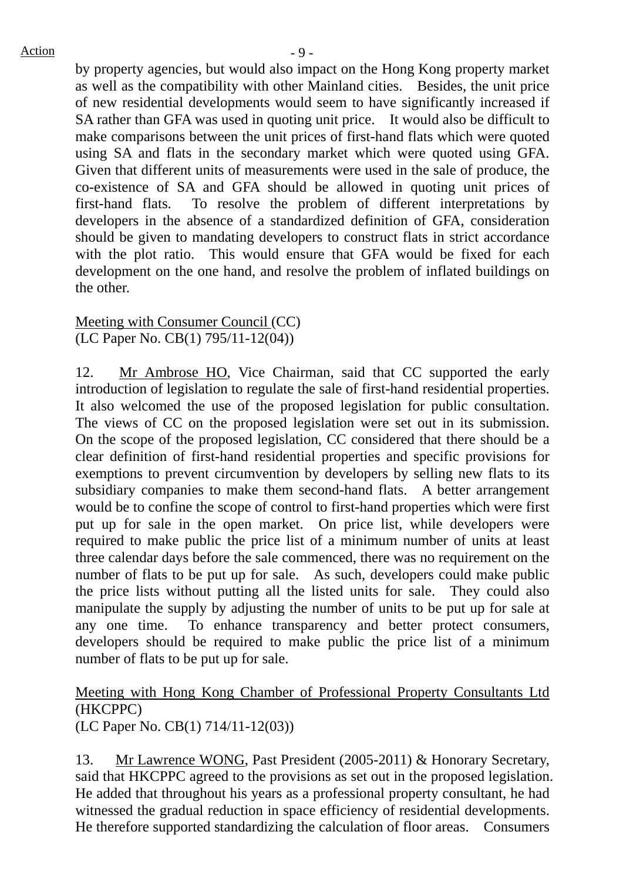by property agencies, but would also impact on the Hong Kong property market as well as the compatibility with other Mainland cities. Besides, the unit price of new residential developments would seem to have significantly increased if SA rather than GFA was used in quoting unit price. It would also be difficult to make comparisons between the unit prices of first-hand flats which were quoted using SA and flats in the secondary market which were quoted using GFA. Given that different units of measurements were used in the sale of produce, the co-existence of SA and GFA should be allowed in quoting unit prices of first-hand flats. To resolve the problem of different interpretations by developers in the absence of a standardized definition of GFA, consideration should be given to mandating developers to construct flats in strict accordance with the plot ratio. This would ensure that GFA would be fixed for each development on the one hand, and resolve the problem of inflated buildings on the other.

Meeting with Consumer Council (CC)
(LC Paper No. CB(1) 795/11-12(04))

12. Mr Ambrose HO, Vice Chairman, said that CC supported the early introduction of legislation to regulate the sale of first-hand residential properties. It also welcomed the use of the proposed legislation for public consultation. The views of CC on the proposed legislation were set out in its submission. On the scope of the proposed legislation, CC considered that there should be a clear definition of first-hand residential properties and specific provisions for exemptions to prevent circumvention by developers by selling new flats to its subsidiary companies to make them second-hand flats. A better arrangement would be to confine the scope of control to first-hand properties which were first put up for sale in the open market. On price list, while developers were required to make public the price list of a minimum number of units at least three calendar days before the sale commenced, there was no requirement on the number of flats to be put up for sale. As such, developers could make public the price lists without putting all the listed units for sale. They could also manipulate the supply by adjusting the number of units to be put up for sale at any one time. To enhance transparency and better protect consumers, developers should be required to make public the price list of a minimum number of flats to be put up for sale.

Meeting with Hong Kong Chamber of Professional Property Consultants Ltd (HKCPPC)
(LC Paper No. CB(1) 714/11-12(03))

13. Mr Lawrence WONG, Past President (2005-2011) & Honorary Secretary, said that HKCPPC agreed to the provisions as set out in the proposed legislation. He added that throughout his years as a professional property consultant, he had witnessed the gradual reduction in space efficiency of residential developments. He therefore supported standardizing the calculation of floor areas. Consumers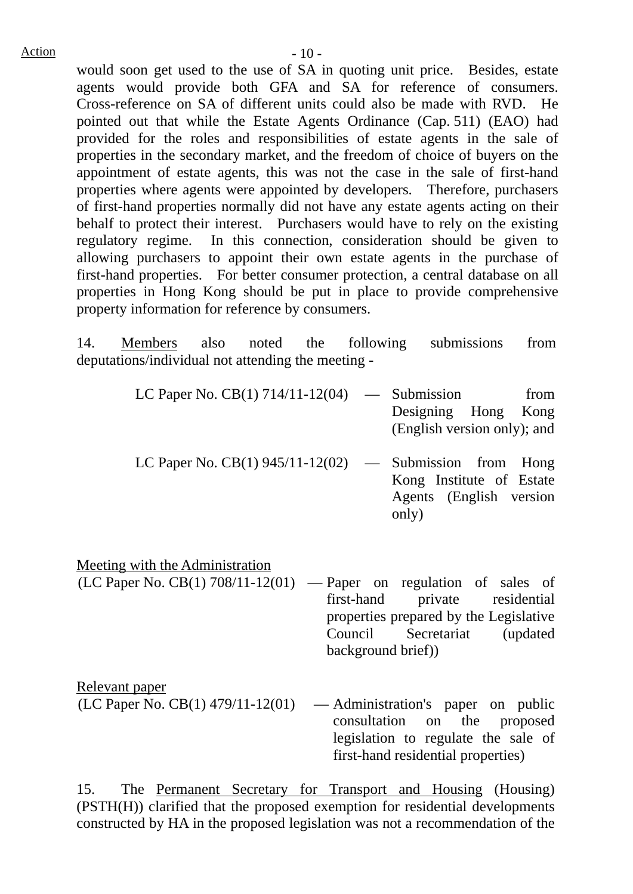would soon get used to the use of SA in quoting unit price. Besides, estate agents would provide both GFA and SA for reference of consumers. Cross-reference on SA of different units could also be made with RVD. He pointed out that while the Estate Agents Ordinance (Cap. 511) (EAO) had provided for the roles and responsibilities of estate agents in the sale of properties in the secondary market, and the freedom of choice of buyers on the appointment of estate agents, this was not the case in the sale of first-hand properties where agents were appointed by developers. Therefore, purchasers of first-hand properties normally did not have any estate agents acting on their behalf to protect their interest. Purchasers would have to rely on the existing regulatory regime. In this connection, consideration should be given to allowing purchasers to appoint their own estate agents in the purchase of first-hand properties. For better consumer protection, a central database on all properties in Hong Kong should be put in place to provide comprehensive property information for reference by consumers.

14. Members also noted the following submissions from deputations/individual not attending the meeting -

LC Paper No. CB(1) 714/11-12(04) — Submission from Designing Hong Kong (English version only); and

LC Paper No. CB(1) 945/11-12(02) — Submission from Hong Kong Institute of Estate Agents (English version only)

Meeting with the Administration
(LC Paper No. CB(1) 708/11-12(01) — Paper on regulation of sales of first-hand private residential properties prepared by the Legislative Council Secretariat (updated background brief))

Relevant paper
(LC Paper No. CB(1) 479/11-12(01) — Administration's paper on public consultation on the proposed legislation to regulate the sale of first-hand residential properties)

15. The Permanent Secretary for Transport and Housing (Housing) (PSTH(H)) clarified that the proposed exemption for residential developments constructed by HA in the proposed legislation was not a recommendation of the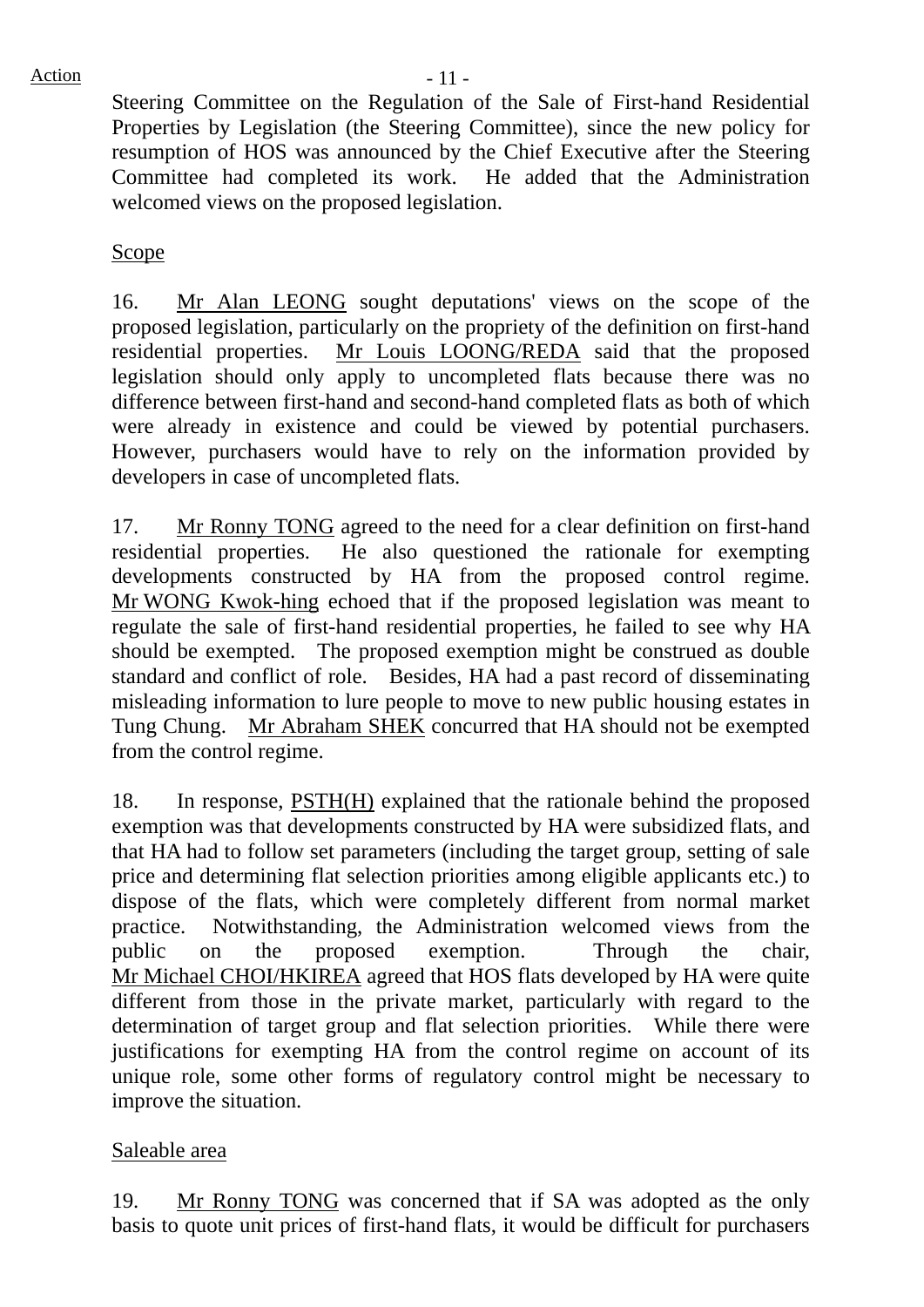Steering Committee on the Regulation of the Sale of First-hand Residential Properties by Legislation (the Steering Committee), since the new policy for resumption of HOS was announced by the Chief Executive after the Steering Committee had completed its work. He added that the Administration welcomed views on the proposed legislation.

Scope

16. Mr Alan LEONG sought deputations' views on the scope of the proposed legislation, particularly on the propriety of the definition on first-hand residential properties. Mr Louis LOONG/REDA said that the proposed legislation should only apply to uncompleted flats because there was no difference between first-hand and second-hand completed flats as both of which were already in existence and could be viewed by potential purchasers. However, purchasers would have to rely on the information provided by developers in case of uncompleted flats.

17. Mr Ronny TONG agreed to the need for a clear definition on first-hand residential properties. He also questioned the rationale for exempting developments constructed by HA from the proposed control regime. Mr WONG Kwok-hing echoed that if the proposed legislation was meant to regulate the sale of first-hand residential properties, he failed to see why HA should be exempted. The proposed exemption might be construed as double standard and conflict of role. Besides, HA had a past record of disseminating misleading information to lure people to move to new public housing estates in Tung Chung. Mr Abraham SHEK concurred that HA should not be exempted from the control regime.

18. In response, PSTH(H) explained that the rationale behind the proposed exemption was that developments constructed by HA were subsidized flats, and that HA had to follow set parameters (including the target group, setting of sale price and determining flat selection priorities among eligible applicants etc.) to dispose of the flats, which were completely different from normal market practice. Notwithstanding, the Administration welcomed views from the public on the proposed exemption. Through the chair, Mr Michael CHOI/HKIREA agreed that HOS flats developed by HA were quite different from those in the private market, particularly with regard to the determination of target group and flat selection priorities. While there were justifications for exempting HA from the control regime on account of its unique role, some other forms of regulatory control might be necessary to improve the situation.

Saleable area

19. Mr Ronny TONG was concerned that if SA was adopted as the only basis to quote unit prices of first-hand flats, it would be difficult for purchasers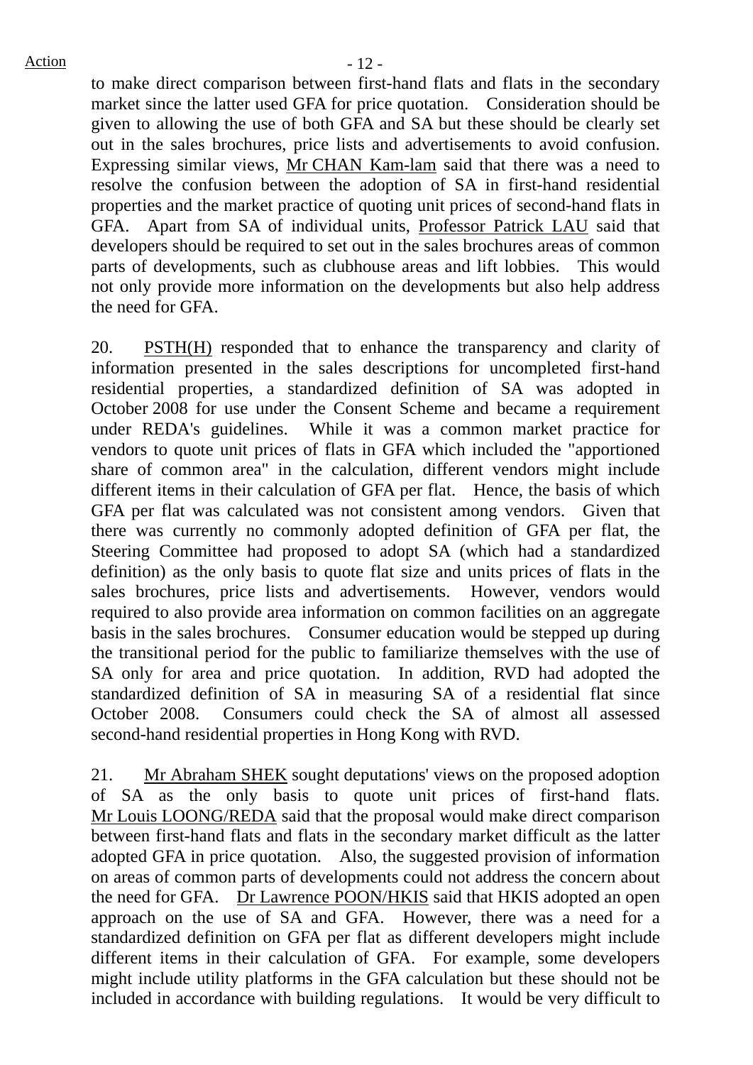to make direct comparison between first-hand flats and flats in the secondary market since the latter used GFA for price quotation. Consideration should be given to allowing the use of both GFA and SA but these should be clearly set out in the sales brochures, price lists and advertisements to avoid confusion. Expressing similar views, Mr CHAN Kam-lam said that there was a need to resolve the confusion between the adoption of SA in first-hand residential properties and the market practice of quoting unit prices of second-hand flats in GFA. Apart from SA of individual units, Professor Patrick LAU said that developers should be required to set out in the sales brochures areas of common parts of developments, such as clubhouse areas and lift lobbies. This would not only provide more information on the developments but also help address the need for GFA.

20. PSTH(H) responded that to enhance the transparency and clarity of information presented in the sales descriptions for uncompleted first-hand residential properties, a standardized definition of SA was adopted in October 2008 for use under the Consent Scheme and became a requirement under REDA's guidelines. While it was a common market practice for vendors to quote unit prices of flats in GFA which included the "apportioned share of common area" in the calculation, different vendors might include different items in their calculation of GFA per flat. Hence, the basis of which GFA per flat was calculated was not consistent among vendors. Given that there was currently no commonly adopted definition of GFA per flat, the Steering Committee had proposed to adopt SA (which had a standardized definition) as the only basis to quote flat size and units prices of flats in the sales brochures, price lists and advertisements. However, vendors would required to also provide area information on common facilities on an aggregate basis in the sales brochures. Consumer education would be stepped up during the transitional period for the public to familiarize themselves with the use of SA only for area and price quotation. In addition, RVD had adopted the standardized definition of SA in measuring SA of a residential flat since October 2008. Consumers could check the SA of almost all assessed second-hand residential properties in Hong Kong with RVD.

21. Mr Abraham SHEK sought deputations' views on the proposed adoption of SA as the only basis to quote unit prices of first-hand flats. Mr Louis LOONG/REDA said that the proposal would make direct comparison between first-hand flats and flats in the secondary market difficult as the latter adopted GFA in price quotation. Also, the suggested provision of information on areas of common parts of developments could not address the concern about the need for GFA. Dr Lawrence POON/HKIS said that HKIS adopted an open approach on the use of SA and GFA. However, there was a need for a standardized definition on GFA per flat as different developers might include different items in their calculation of GFA. For example, some developers might include utility platforms in the GFA calculation but these should not be included in accordance with building regulations. It would be very difficult to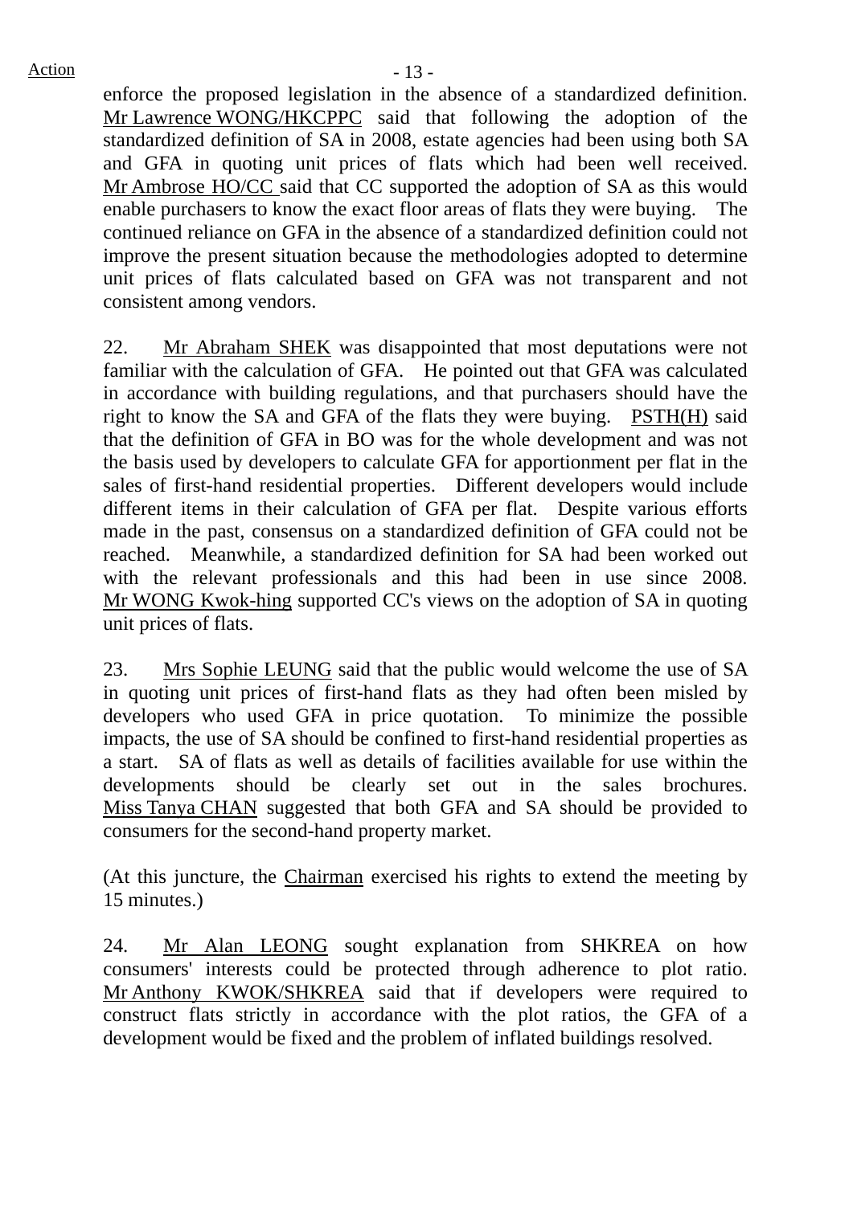Action

enforce the proposed legislation in the absence of a standardized definition. Mr Lawrence WONG/HKCPPC said that following the adoption of the standardized definition of SA in 2008, estate agencies had been using both SA and GFA in quoting unit prices of flats which had been well received. Mr Ambrose HO/CC said that CC supported the adoption of SA as this would enable purchasers to know the exact floor areas of flats they were buying. The continued reliance on GFA in the absence of a standardized definition could not improve the present situation because the methodologies adopted to determine unit prices of flats calculated based on GFA was not transparent and not consistent among vendors.

22. Mr Abraham SHEK was disappointed that most deputations were not familiar with the calculation of GFA. He pointed out that GFA was calculated in accordance with building regulations, and that purchasers should have the right to know the SA and GFA of the flats they were buying. PSTH(H) said that the definition of GFA in BO was for the whole development and was not the basis used by developers to calculate GFA for apportionment per flat in the sales of first-hand residential properties. Different developers would include different items in their calculation of GFA per flat. Despite various efforts made in the past, consensus on a standardized definition of GFA could not be reached. Meanwhile, a standardized definition for SA had been worked out with the relevant professionals and this had been in use since 2008. Mr WONG Kwok-hing supported CC's views on the adoption of SA in quoting unit prices of flats.

23. Mrs Sophie LEUNG said that the public would welcome the use of SA in quoting unit prices of first-hand flats as they had often been misled by developers who used GFA in price quotation. To minimize the possible impacts, the use of SA should be confined to first-hand residential properties as a start. SA of flats as well as details of facilities available for use within the developments should be clearly set out in the sales brochures. Miss Tanya CHAN suggested that both GFA and SA should be provided to consumers for the second-hand property market.

(At this juncture, the Chairman exercised his rights to extend the meeting by 15 minutes.)

24. Mr Alan LEONG sought explanation from SHKREA on how consumers' interests could be protected through adherence to plot ratio. Mr Anthony KWOK/SHKREA said that if developers were required to construct flats strictly in accordance with the plot ratios, the GFA of a development would be fixed and the problem of inflated buildings resolved.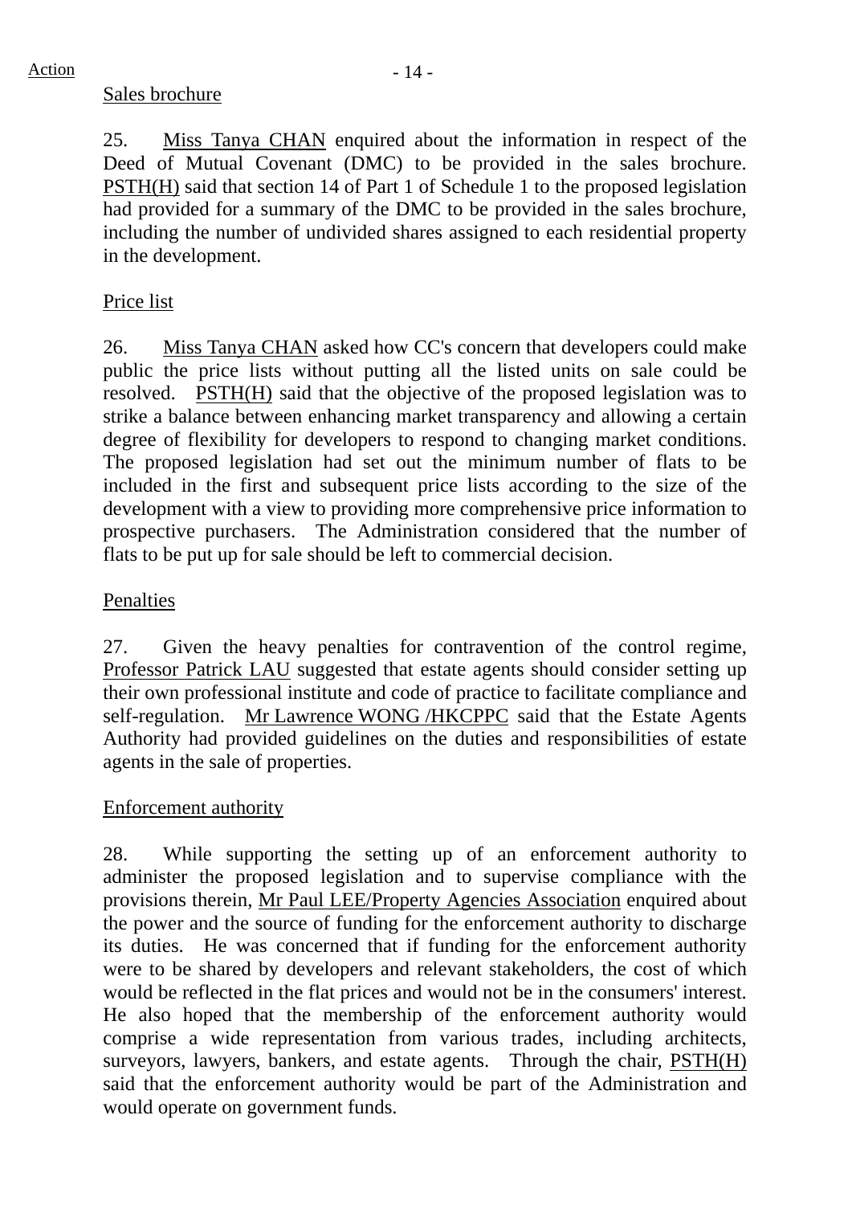Action

Sales brochure

25. Miss Tanya CHAN enquired about the information in respect of the Deed of Mutual Covenant (DMC) to be provided in the sales brochure. PSTH(H) said that section 14 of Part 1 of Schedule 1 to the proposed legislation had provided for a summary of the DMC to be provided in the sales brochure, including the number of undivided shares assigned to each residential property in the development.

Price list

26. Miss Tanya CHAN asked how CC's concern that developers could make public the price lists without putting all the listed units on sale could be resolved. PSTH(H) said that the objective of the proposed legislation was to strike a balance between enhancing market transparency and allowing a certain degree of flexibility for developers to respond to changing market conditions. The proposed legislation had set out the minimum number of flats to be included in the first and subsequent price lists according to the size of the development with a view to providing more comprehensive price information to prospective purchasers. The Administration considered that the number of flats to be put up for sale should be left to commercial decision.

Penalties

27. Given the heavy penalties for contravention of the control regime, Professor Patrick LAU suggested that estate agents should consider setting up their own professional institute and code of practice to facilitate compliance and self-regulation. Mr Lawrence WONG /HKCPPC said that the Estate Agents Authority had provided guidelines on the duties and responsibilities of estate agents in the sale of properties.

Enforcement authority

28. While supporting the setting up of an enforcement authority to administer the proposed legislation and to supervise compliance with the provisions therein, Mr Paul LEE/Property Agencies Association enquired about the power and the source of funding for the enforcement authority to discharge its duties. He was concerned that if funding for the enforcement authority were to be shared by developers and relevant stakeholders, the cost of which would be reflected in the flat prices and would not be in the consumers' interest. He also hoped that the membership of the enforcement authority would comprise a wide representation from various trades, including architects, surveyors, lawyers, bankers, and estate agents. Through the chair, PSTH(H) said that the enforcement authority would be part of the Administration and would operate on government funds.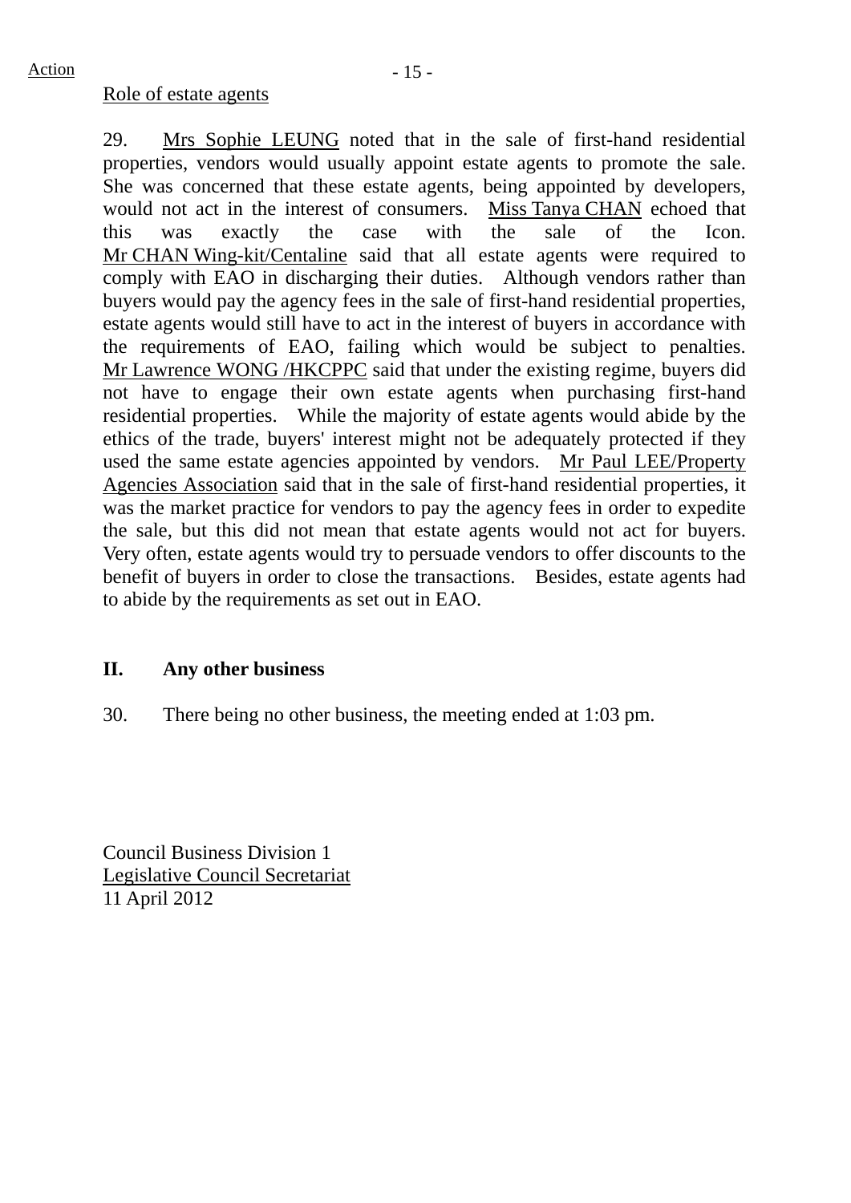Action

Role of estate agents

29. Mrs Sophie LEUNG noted that in the sale of first-hand residential properties, vendors would usually appoint estate agents to promote the sale. She was concerned that these estate agents, being appointed by developers, would not act in the interest of consumers. Miss Tanya CHAN echoed that this was exactly the case with the sale of the Icon. Mr CHAN Wing-kit/Centaline said that all estate agents were required to comply with EAO in discharging their duties. Although vendors rather than buyers would pay the agency fees in the sale of first-hand residential properties, estate agents would still have to act in the interest of buyers in accordance with the requirements of EAO, failing which would be subject to penalties. Mr Lawrence WONG /HKCPPC said that under the existing regime, buyers did not have to engage their own estate agents when purchasing first-hand residential properties. While the majority of estate agents would abide by the ethics of the trade, buyers' interest might not be adequately protected if they used the same estate agencies appointed by vendors. Mr Paul LEE/Property Agencies Association said that in the sale of first-hand residential properties, it was the market practice for vendors to pay the agency fees in order to expedite the sale, but this did not mean that estate agents would not act for buyers. Very often, estate agents would try to persuade vendors to offer discounts to the benefit of buyers in order to close the transactions. Besides, estate agents had to abide by the requirements as set out in EAO.

## II. Any other business

30. There being no other business, the meeting ended at 1:03 pm.

Council Business Division 1
Legislative Council Secretariat
11 April 2012